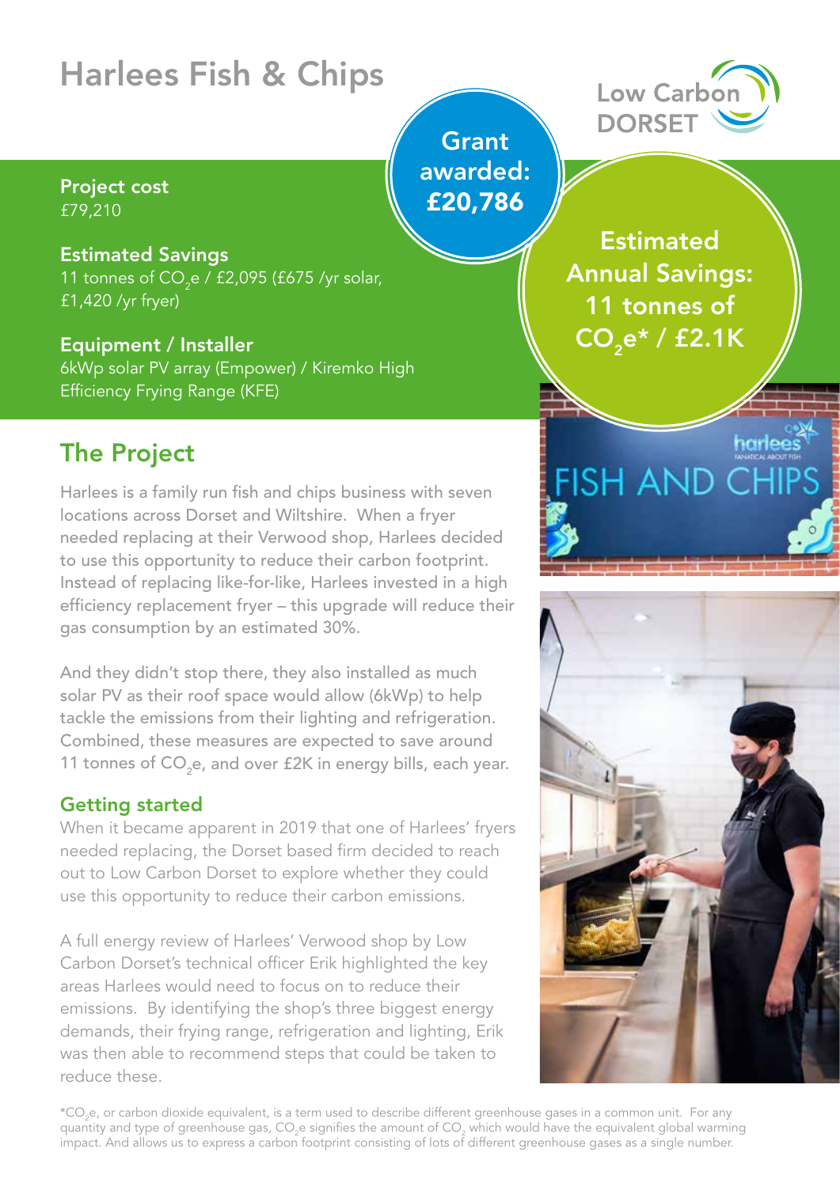# Harlees Fish & Chips

Low Carbon DORSET

**Grant awarded: £20,786**

**Project cost**
£79,210

**Estimated Savings**
11 tonnes of $CO_2e$ / £2,095 (£675 /yr solar, £1,420 /yr fryer)

**Equipment / Installer**
6kWp solar PV array (Empower) / Kiremko High Efficiency Frying Range (KFE)

**Estimated Annual Savings: 11 tonnes of $CO_2e$* / £2.1K**

## The Project

Harlees is a family run fish and chips business with seven locations across Dorset and Wiltshire. When a fryer needed replacing at their Verwood shop, Harlees decided to use this opportunity to reduce their carbon footprint. Instead of replacing like-for-like, Harlees invested in a high efficiency replacement fryer – this upgrade will reduce their gas consumption by an estimated 30%.

And they didn't stop there, they also installed as much solar PV as their roof space would allow (6kWp) to help tackle the emissions from their lighting and refrigeration. Combined, these measures are expected to save around 11 tonnes of $CO_2e$, and over £2K in energy bills, each year.

### Getting started

When it became apparent in 2019 that one of Harlees' fryers needed replacing, the Dorset based firm decided to reach out to Low Carbon Dorset to explore whether they could use this opportunity to reduce their carbon emissions.

A full energy review of Harlees' Verwood shop by Low Carbon Dorset's technical officer Erik highlighted the key areas Harlees would need to focus on to reduce their emissions. By identifying the shop's three biggest energy demands, their frying range, refrigeration and lighting, Erik was then able to recommend steps that could be taken to reduce these.

*$CO_2e$, or carbon dioxide equivalent, is a term used to describe different greenhouse gases in a common unit. For any quantity and type of greenhouse gas, $CO_2e$ signifies the amount of $CO_2$ which would have the equivalent global warming impact. And allows us to express a carbon footprint consisting of lots of different greenhouse gases as a single number.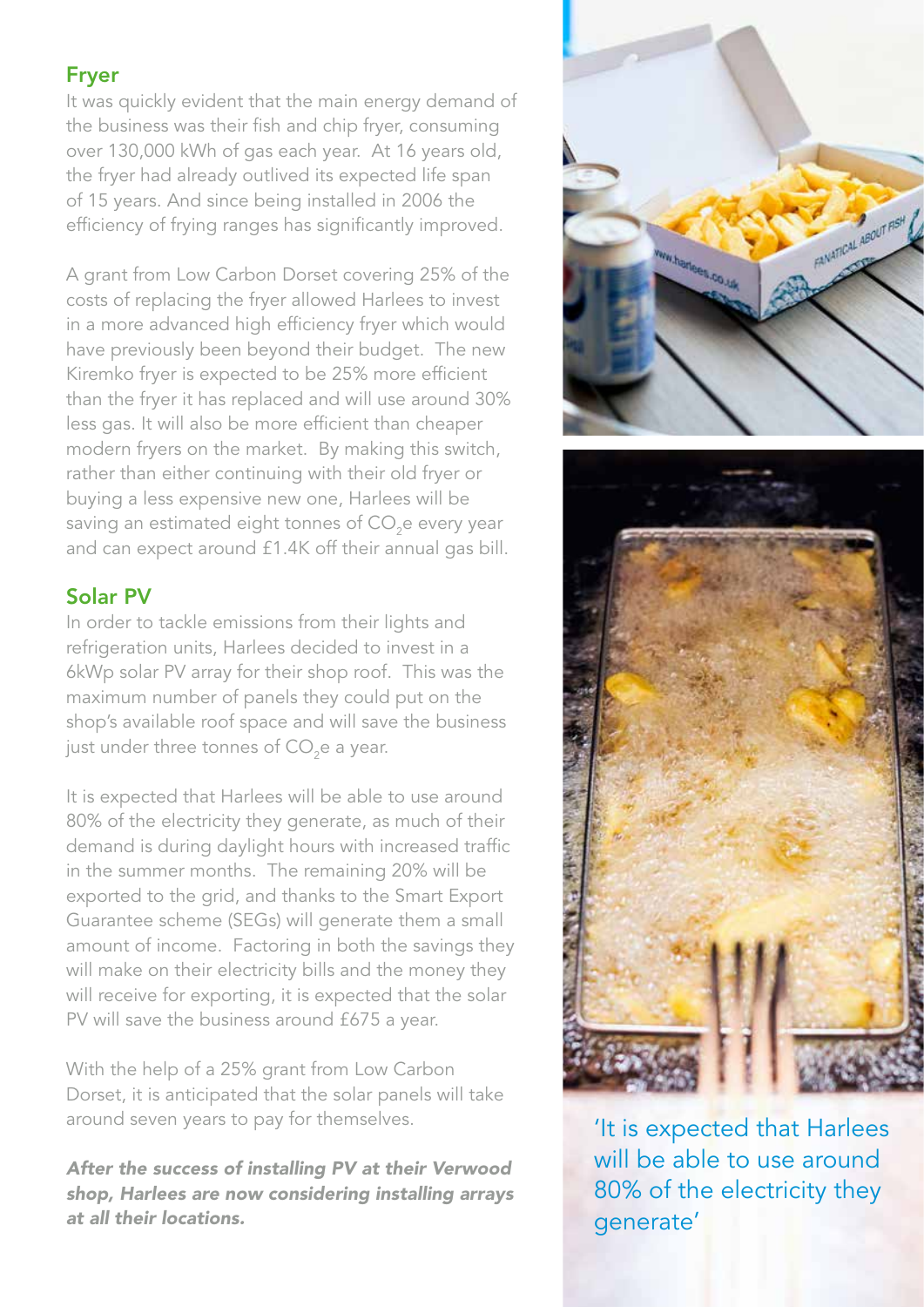## Fryer

It was quickly evident that the main energy demand of the business was their fish and chip fryer, consuming over 130,000 kWh of gas each year. At 16 years old, the fryer had already outlived its expected life span of 15 years. And since being installed in 2006 the efficiency of frying ranges has significantly improved.

A grant from Low Carbon Dorset covering 25% of the costs of replacing the fryer allowed Harlees to invest in a more advanced high efficiency fryer which would have previously been beyond their budget. The new Kiremko fryer is expected to be 25% more efficient than the fryer it has replaced and will use around 30% less gas. It will also be more efficient than cheaper modern fryers on the market. By making this switch, rather than either continuing with their old fryer or buying a less expensive new one, Harlees will be saving an estimated eight tonnes of $CO_2e$ every year and can expect around £1.4K off their annual gas bill.

## Solar PV

In order to tackle emissions from their lights and refrigeration units, Harlees decided to invest in a 6kWp solar PV array for their shop roof. This was the maximum number of panels they could put on the shop's available roof space and will save the business just under three tonnes of $CO_2e$ a year.

It is expected that Harlees will be able to use around 80% of the electricity they generate, as much of their demand is during daylight hours with increased traffic in the summer months. The remaining 20% will be exported to the grid, and thanks to the Smart Export Guarantee scheme (SEGs) will generate them a small amount of income. Factoring in both the savings they will make on their electricity bills and the money they will receive for exporting, it is expected that the solar PV will save the business around £675 a year.

With the help of a 25% grant from Low Carbon Dorset, it is anticipated that the solar panels will take around seven years to pay for themselves.

***After the success of installing PV at their Verwood shop, Harlees are now considering installing arrays at all their locations.***

'It is expected that Harlees will be able to use around 80% of the electricity they generate'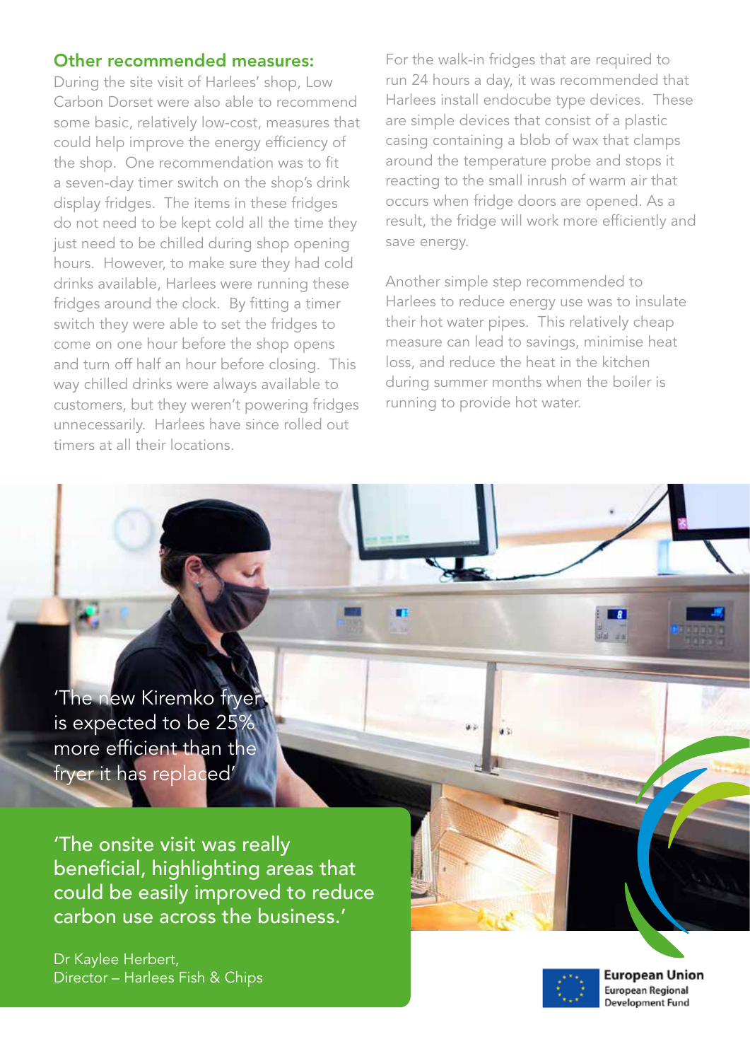## Other recommended measures:

During the site visit of Harlees' shop, Low Carbon Dorset were also able to recommend some basic, relatively low-cost, measures that could help improve the energy efficiency of the shop. One recommendation was to fit a seven-day timer switch on the shop's drink display fridges. The items in these fridges do not need to be kept cold all the time they just need to be chilled during shop opening hours. However, to make sure they had cold drinks available, Harlees were running these fridges around the clock. By fitting a timer switch they were able to set the fridges to come on one hour before the shop opens and turn off half an hour before closing. This way chilled drinks were always available to customers, but they weren't powering fridges unnecessarily. Harlees have since rolled out timers at all their locations.

For the walk-in fridges that are required to run 24 hours a day, it was recommended that Harlees install endocube type devices. These are simple devices that consist of a plastic casing containing a blob of wax that clamps around the temperature probe and stops it reacting to the small inrush of warm air that occurs when fridge doors are opened. As a result, the fridge will work more efficiently and save energy.

Another simple step recommended to Harlees to reduce energy use was to insulate their hot water pipes. This relatively cheap measure can lead to savings, minimise heat loss, and reduce the heat in the kitchen during summer months when the boiler is running to provide hot water.

'The new Kiremko fryer is expected to be 25% more efficient than the fryer it has replaced'

'The onsite visit was really beneficial, highlighting areas that could be easily improved to reduce carbon use across the business.'

Dr Kaylee Herbert,
Director – Harlees Fish & Chips

European Union
European Regional Development Fund